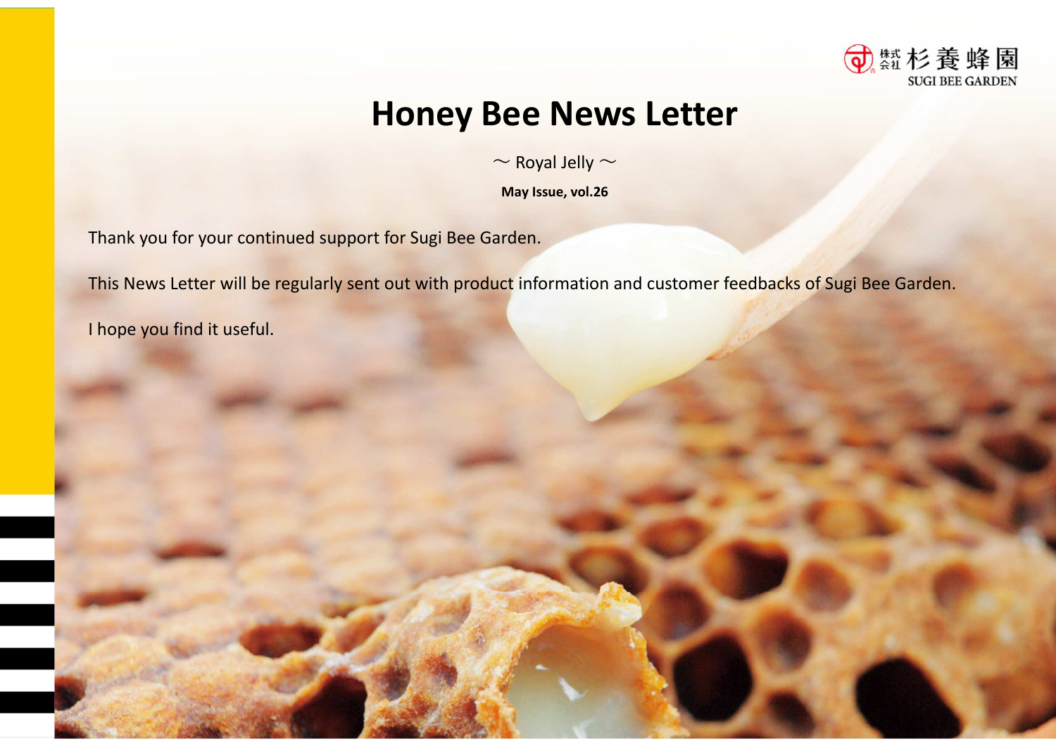株式会社 杉養蜂園
SUGI BEE GARDEN

# Honey Bee News Letter

～ Royal Jelly ～

**May Issue, vol.26**

Thank you for your continued support for Sugi Bee Garden.

This News Letter will be regularly sent out with product information and customer feedbacks of Sugi Bee Garden.

I hope you find it useful.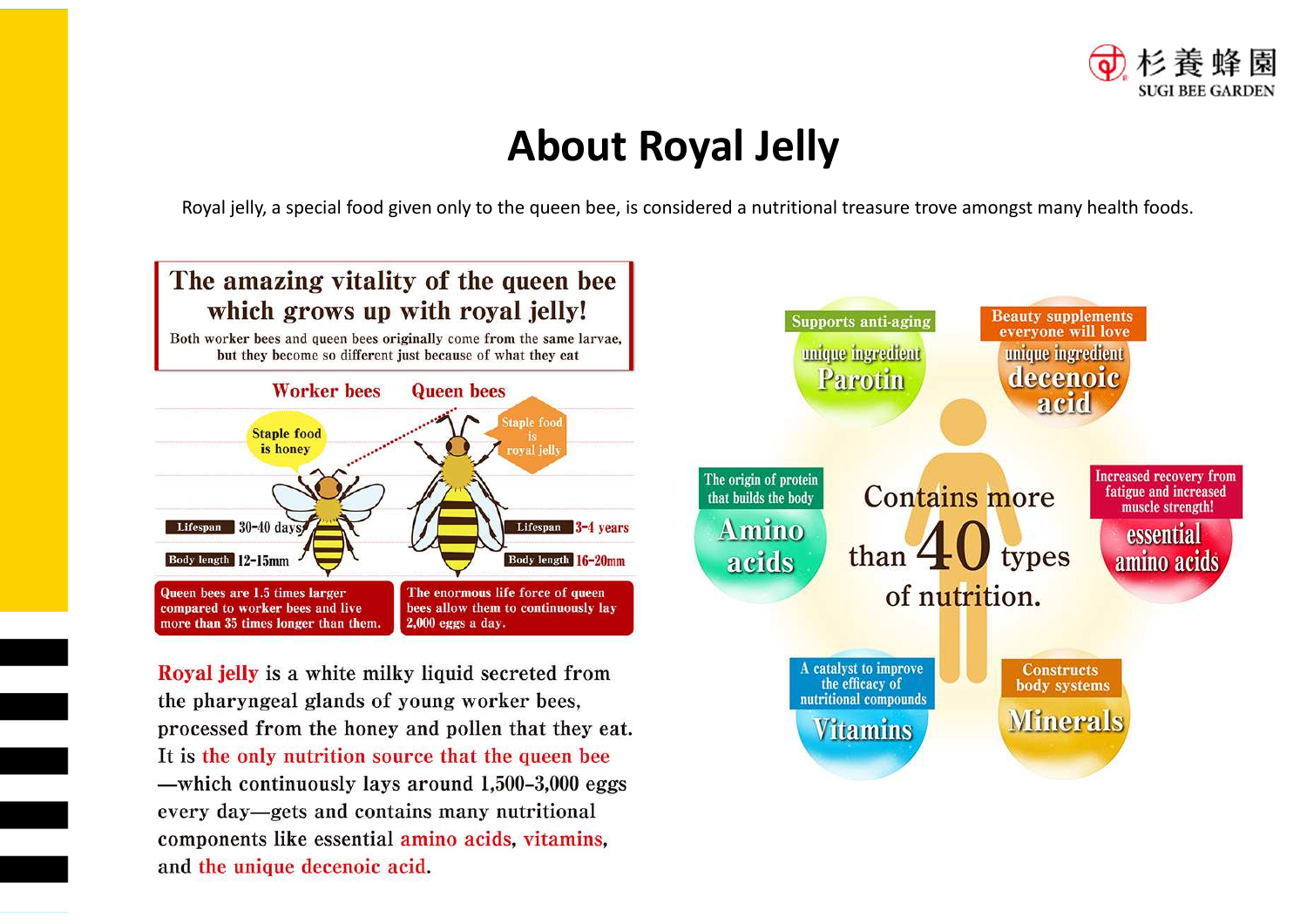# About Royal Jelly

Royal jelly, a special food given only to the queen bee, is considered a nutritional treasure trove amongst many health foods.

## The amazing vitality of the queen bee which grows up with royal jelly!

Both worker bees and queen bees originally come from the same larvae, but they become so different just because of what they eat

| | Worker bees | Queen bees |
|---|---|---|
| Staple food | honey | royal jelly |
| Lifespan | 30-40 days | 3-4 years |
| Body length | 12-15mm | 16-20mm |

Queen bees are 1.5 times larger compared to worker bees and live more than 35 times longer than them.

The enormous life force of queen bees allow them to continuously lay 2,000 eggs a day.

**Royal jelly** is a white milky liquid secreted from the pharyngeal glands of young worker bees, processed from the honey and pollen that they eat. It is **the only nutrition source that the queen bee** —which continuously lays around 1,500-3,000 eggs every day—gets and contains many nutritional components like essential **amino acids**, **vitamins**, and **the unique decenoic acid**.

## Contains more than 40 types of nutrition.

- **Supports anti-aging** — unique ingredient Parotin
- **Beauty supplements everyone will love** — unique ingredient decenoic acid
- **The origin of protein that builds the body** — Amino acids
- **Increased recovery from fatigue and increased muscle strength!** — essential amino acids
- **A catalyst to improve the efficacy of nutritional compounds** — Vitamins
- **Constructs body systems** — Minerals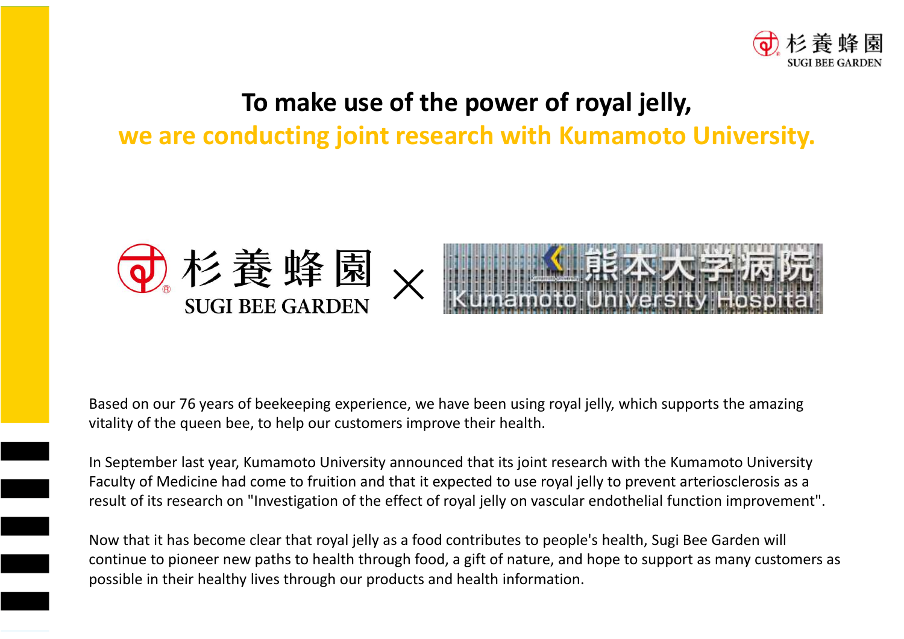# To make use of the power of royal jelly,

## we are conducting joint research with Kumamoto University.

杉養蜂園 SUGI BEE GARDEN × 熊本大学病院 Kumamoto University Hospital

Based on our 76 years of beekeeping experience, we have been using royal jelly, which supports the amazing vitality of the queen bee, to help our customers improve their health.

In September last year, Kumamoto University announced that its joint research with the Kumamoto University Faculty of Medicine had come to fruition and that it expected to use royal jelly to prevent arteriosclerosis as a result of its research on "Investigation of the effect of royal jelly on vascular endothelial function improvement".

Now that it has become clear that royal jelly as a food contributes to people's health, Sugi Bee Garden will continue to pioneer new paths to health through food, a gift of nature, and hope to support as many customers as possible in their healthy lives through our products and health information.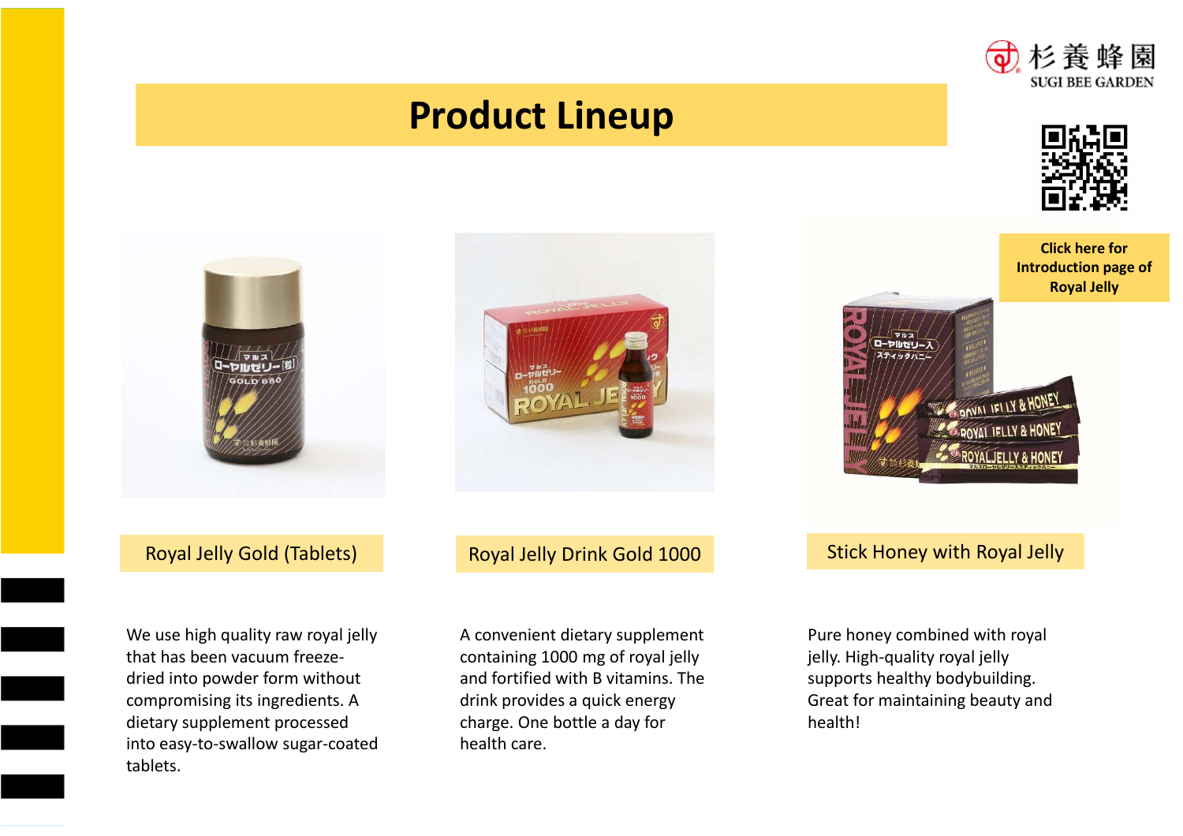杉養蜂園
SUGI BEE GARDEN

# Product Lineup

Click here for Introduction page of Royal Jelly

## Royal Jelly Gold (Tablets)

We use high quality raw royal jelly that has been vacuum freeze-dried into powder form without compromising its ingredients. A dietary supplement processed into easy-to-swallow sugar-coated tablets.

## Royal Jelly Drink Gold 1000

A convenient dietary supplement containing 1000 mg of royal jelly and fortified with B vitamins. The drink provides a quick energy charge. One bottle a day for health care.

## Stick Honey with Royal Jelly

Pure honey combined with royal jelly. High-quality royal jelly supports healthy bodybuilding. Great for maintaining beauty and health!